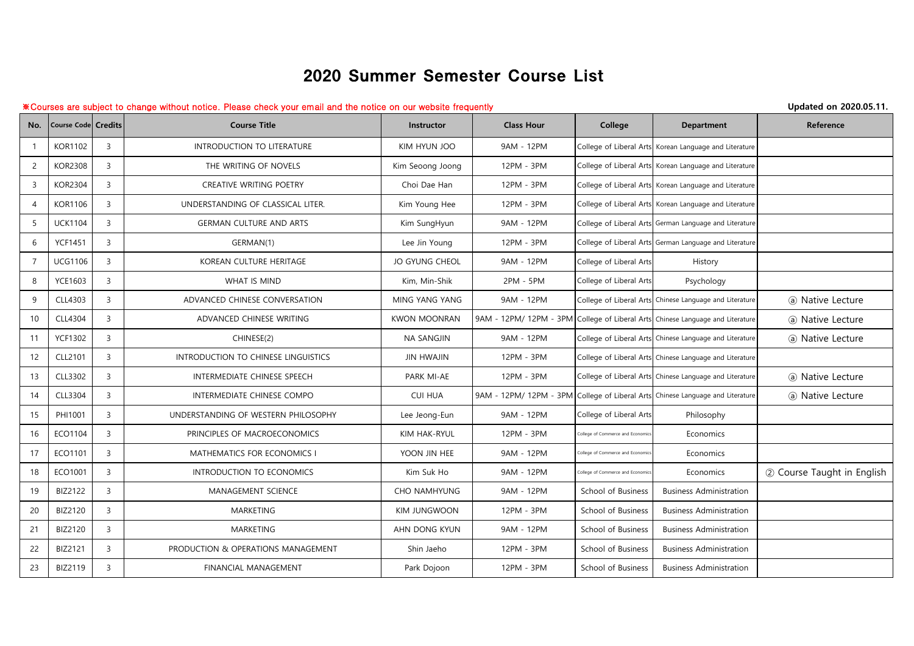# 2020 Summer Semester Course List

※Courses are subject to change without notice. Please check your email and the notice on our website frequently

**Updated on 2020.05.11.**

| No. | Course Code | Credits | Course Title | Instructor | Class Hour | College | Department | Reference |
|---|---|---|---|---|---|---|---|---|
| 1 | KOR1102 | 3 | INTRODUCTION TO LITERATURE | KIM HYUN JOO | 9AM - 12PM | College of Liberal Arts | Korean Language and Literature | |
| 2 | KOR2308 | 3 | THE WRITING OF NOVELS | Kim Seoong Joong | 12PM - 3PM | College of Liberal Arts | Korean Language and Literature | |
| 3 | KOR2304 | 3 | CREATIVE WRITING POETRY | Choi Dae Han | 12PM - 3PM | College of Liberal Arts | Korean Language and Literature | |
| 4 | KOR1106 | 3 | UNDERSTANDING OF CLASSICAL LITER. | Kim Young Hee | 12PM - 3PM | College of Liberal Arts | Korean Language and Literature | |
| 5 | UCK1104 | 3 | GERMAN CULTURE AND ARTS | Kim SungHyun | 9AM - 12PM | College of Liberal Arts | German Language and Literature | |
| 6 | YCF1451 | 3 | GERMAN(1) | Lee Jin Young | 12PM - 3PM | College of Liberal Arts | German Language and Literature | |
| 7 | UCG1106 | 3 | KOREAN CULTURE HERITAGE | JO GYUNG CHEOL | 9AM - 12PM | College of Liberal Arts | History | |
| 8 | YCE1603 | 3 | WHAT IS MIND | Kim, Min-Shik | 2PM - 5PM | College of Liberal Arts | Psychology | |
| 9 | CLL4303 | 3 | ADVANCED CHINESE CONVERSATION | MING YANG YANG | 9AM - 12PM | College of Liberal Arts | Chinese Language and Literature | ⓐ Native Lecture |
| 10 | CLL4304 | 3 | ADVANCED CHINESE WRITING | KWON MOONRAN | 9AM - 12PM/ 12PM - 3PM | College of Liberal Arts | Chinese Language and Literature | ⓐ Native Lecture |
| 11 | YCF1302 | 3 | CHINESE(2) | NA SANGJIN | 9AM - 12PM | College of Liberal Arts | Chinese Language and Literature | ⓐ Native Lecture |
| 12 | CLL2101 | 3 | INTRODUCTION TO CHINESE LINGUISTICS | JIN HWAJIN | 12PM - 3PM | College of Liberal Arts | Chinese Language and Literature | |
| 13 | CLL3302 | 3 | INTERMEDIATE CHINESE SPEECH | PARK MI-AE | 12PM - 3PM | College of Liberal Arts | Chinese Language and Literature | ⓐ Native Lecture |
| 14 | CLL3304 | 3 | INTERMEDIATE CHINESE COMPO | CUI HUA | 9AM - 12PM/ 12PM - 3PM | College of Liberal Arts | Chinese Language and Literature | ⓐ Native Lecture |
| 15 | PHI1001 | 3 | UNDERSTANDING OF WESTERN PHILOSOPHY | Lee Jeong-Eun | 9AM - 12PM | College of Liberal Arts | Philosophy | |
| 16 | ECO1104 | 3 | PRINCIPLES OF MACROECONOMICS | KIM HAK-RYUL | 12PM - 3PM | College of Commerce and Economics | Economics | |
| 17 | ECO1101 | 3 | MATHEMATICS FOR ECONOMICS I | YOON JIN HEE | 9AM - 12PM | College of Commerce and Economics | Economics | |
| 18 | ECO1001 | 3 | INTRODUCTION TO ECONOMICS | Kim Suk Ho | 9AM - 12PM | College of Commerce and Economics | Economics | ② Course Taught in English |
| 19 | BIZ2122 | 3 | MANAGEMENT SCIENCE | CHO NAMHYUNG | 9AM - 12PM | School of Business | Business Administration | |
| 20 | BIZ2120 | 3 | MARKETING | KIM JUNGWOON | 12PM - 3PM | School of Business | Business Administration | |
| 21 | BIZ2120 | 3 | MARKETING | AHN DONG KYUN | 9AM - 12PM | School of Business | Business Administration | |
| 22 | BIZ2121 | 3 | PRODUCTION & OPERATIONS MANAGEMENT | Shin Jaeho | 12PM - 3PM | School of Business | Business Administration | |
| 23 | BIZ2119 | 3 | FINANCIAL MANAGEMENT | Park Dojoon | 12PM - 3PM | School of Business | Business Administration | |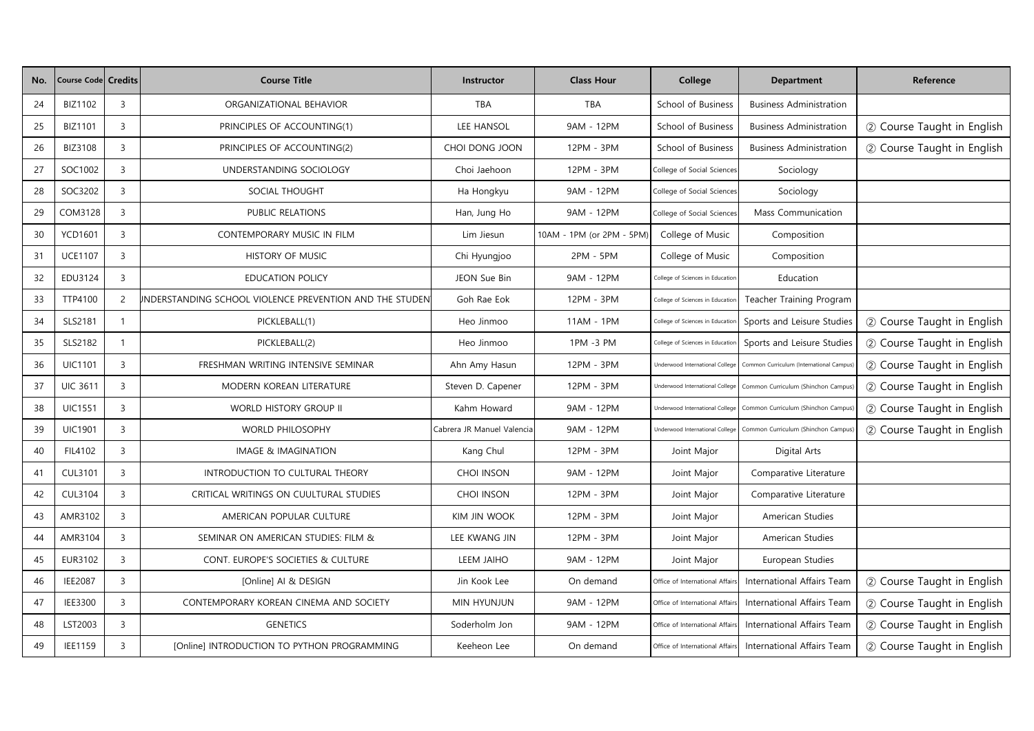| No. | Course Code | Credits | Course Title | Instructor | Class Hour | College | Department | Reference |
|---|---|---|---|---|---|---|---|---|
| 24 | BIZ1102 | 3 | ORGANIZATIONAL BEHAVIOR | TBA | TBA | School of Business | Business Administration | |
| 25 | BIZ1101 | 3 | PRINCIPLES OF ACCOUNTING(1) | LEE HANSOL | 9AM - 12PM | School of Business | Business Administration | ② Course Taught in English |
| 26 | BIZ3108 | 3 | PRINCIPLES OF ACCOUNTING(2) | CHOI DONG JOON | 12PM - 3PM | School of Business | Business Administration | ② Course Taught in English |
| 27 | SOC1002 | 3 | UNDERSTANDING SOCIOLOGY | Choi Jaehoon | 12PM - 3PM | College of Social Sciences | Sociology | |
| 28 | SOC3202 | 3 | SOCIAL THOUGHT | Ha Hongkyu | 9AM - 12PM | College of Social Sciences | Sociology | |
| 29 | COM3128 | 3 | PUBLIC RELATIONS | Han, Jung Ho | 9AM - 12PM | College of Social Sciences | Mass Communication | |
| 30 | YCD1601 | 3 | CONTEMPORARY MUSIC IN FILM | Lim Jiesun | 10AM - 1PM (or 2PM - 5PM) | College of Music | Composition | |
| 31 | UCE1107 | 3 | HISTORY OF MUSIC | Chi Hyungjoo | 2PM - 5PM | College of Music | Composition | |
| 32 | EDU3124 | 3 | EDUCATION POLICY | JEON Sue Bin | 9AM - 12PM | College of Sciences in Education | Education | |
| 33 | TTP4100 | 2 | UNDERSTANDING SCHOOL VIOLENCE PREVENTION AND THE STUDEN | Goh Rae Eok | 12PM - 3PM | College of Sciences in Education | Teacher Training Program | |
| 34 | SLS2181 | 1 | PICKLEBALL(1) | Heo Jinmoo | 11AM - 1PM | College of Sciences in Education | Sports and Leisure Studies | ② Course Taught in English |
| 35 | SLS2182 | 1 | PICKLEBALL(2) | Heo Jinmoo | 1PM -3 PM | College of Sciences in Education | Sports and Leisure Studies | ② Course Taught in English |
| 36 | UIC1101 | 3 | FRESHMAN WRITING INTENSIVE SEMINAR | Ahn Amy Hasun | 12PM - 3PM | Underwood International College | Common Curriculum (International Campus) | ② Course Taught in English |
| 37 | UIC 3611 | 3 | MODERN KOREAN LITERATURE | Steven D. Capener | 12PM - 3PM | Underwood International College | Common Curriculum (Shinchon Campus) | ② Course Taught in English |
| 38 | UIC1551 | 3 | WORLD HISTORY GROUP II | Kahm Howard | 9AM - 12PM | Underwood International College | Common Curriculum (Shinchon Campus) | ② Course Taught in English |
| 39 | UIC1901 | 3 | WORLD PHILOSOPHY | Cabrera JR Manuel Valencia | 9AM - 12PM | Underwood International College | Common Curriculum (Shinchon Campus) | ② Course Taught in English |
| 40 | FIL4102 | 3 | IMAGE & IMAGINATION | Kang Chul | 12PM - 3PM | Joint Major | Digital Arts | |
| 41 | CUL3101 | 3 | INTRODUCTION TO CULTURAL THEORY | CHOI INSON | 9AM - 12PM | Joint Major | Comparative Literature | |
| 42 | CUL3104 | 3 | CRITICAL WRITINGS ON CUULTURAL STUDIES | CHOI INSON | 12PM - 3PM | Joint Major | Comparative Literature | |
| 43 | AMR3102 | 3 | AMERICAN POPULAR CULTURE | KIM JIN WOOK | 12PM - 3PM | Joint Major | American Studies | |
| 44 | AMR3104 | 3 | SEMINAR ON AMERICAN STUDIES: FILM & | LEE KWANG JIN | 12PM - 3PM | Joint Major | American Studies | |
| 45 | EUR3102 | 3 | CONT. EUROPE'S SOCIETIES & CULTURE | LEEM JAIHO | 9AM - 12PM | Joint Major | European Studies | |
| 46 | IEE2087 | 3 | [Online] AI & DESIGN | Jin Kook Lee | On demand | Office of International Affairs | International Affairs Team | ② Course Taught in English |
| 47 | IEE3300 | 3 | CONTEMPORARY KOREAN CINEMA AND SOCIETY | MIN HYUNJUN | 9AM - 12PM | Office of International Affairs | International Affairs Team | ② Course Taught in English |
| 48 | LST2003 | 3 | GENETICS | Soderholm Jon | 9AM - 12PM | Office of International Affairs | International Affairs Team | ② Course Taught in English |
| 49 | IEE1159 | 3 | [Online] INTRODUCTION TO PYTHON PROGRAMMING | Keeheon Lee | On demand | Office of International Affairs | International Affairs Team | ② Course Taught in English |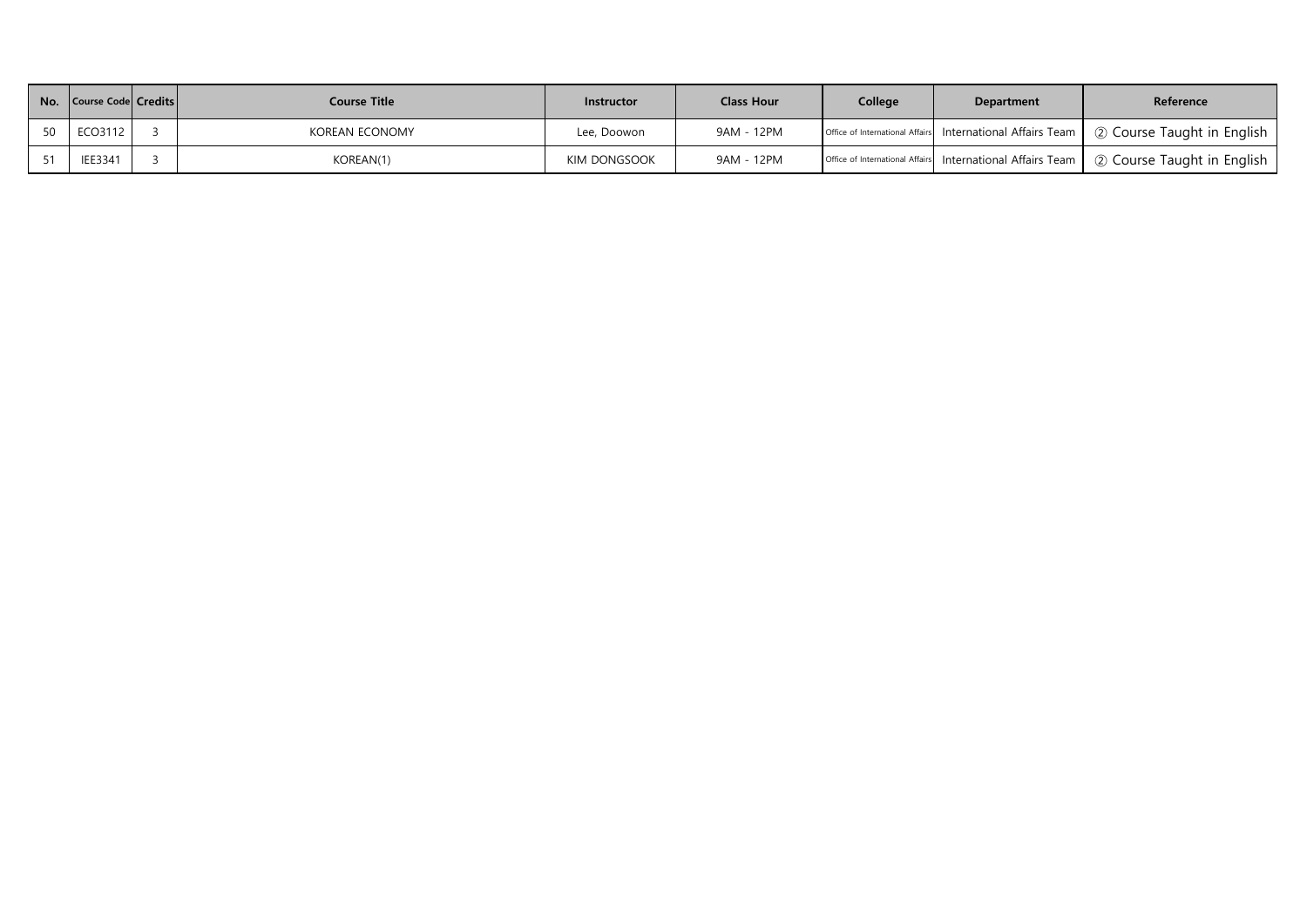| No. | Course Code | Credits | Course Title | Instructor | Class Hour | College | Department | Reference |
|---|---|---|---|---|---|---|---|---|
| 50 | ECO3112 | 3 | KOREAN ECONOMY | Lee, Doowon | 9AM - 12PM | Office of International Affairs | International Affairs Team | ② Course Taught in English |
| 51 | IEE3341 | 3 | KOREAN(1) | KIM DONGSOOK | 9AM - 12PM | Office of International Affairs | International Affairs Team | ② Course Taught in English |